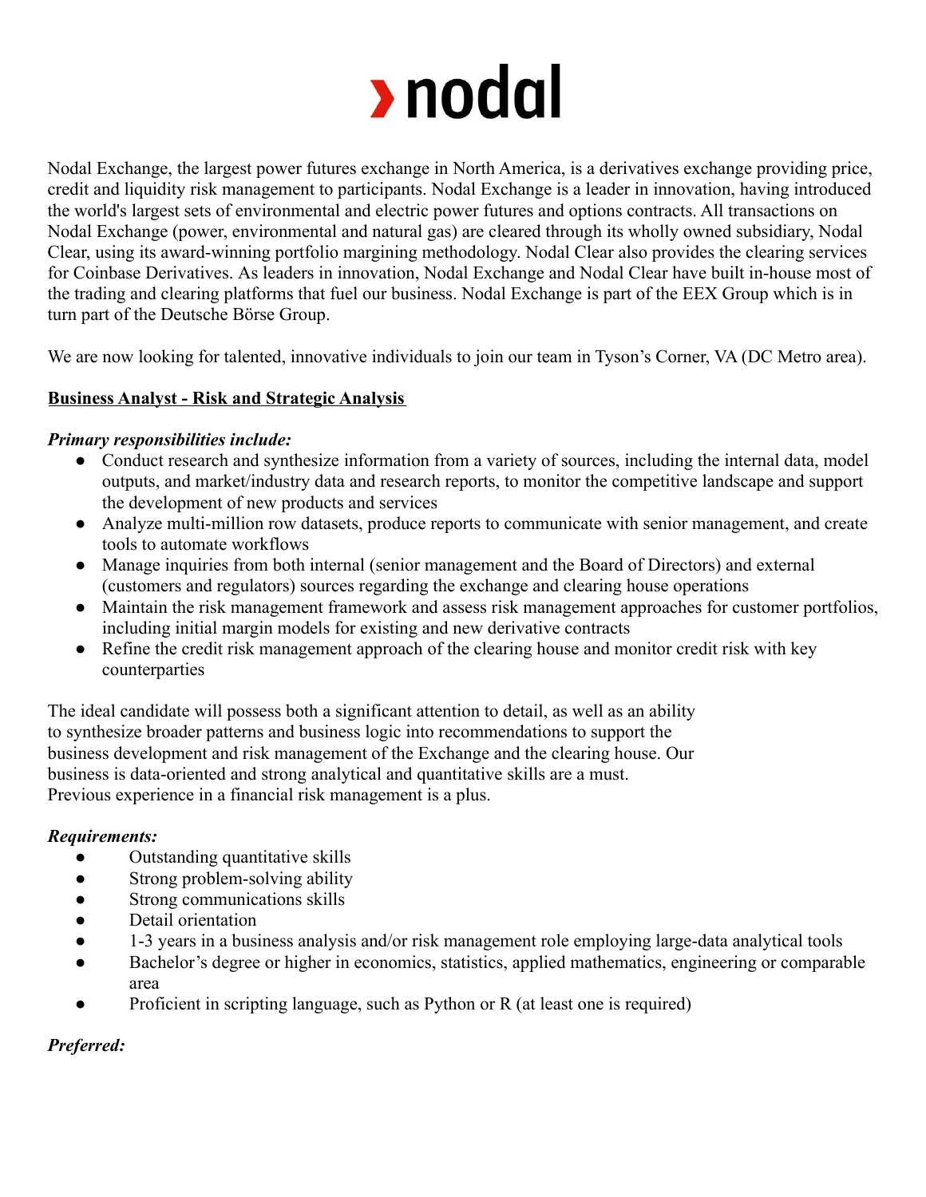# › nodal

Nodal Exchange, the largest power futures exchange in North America, is a derivatives exchange providing price, credit and liquidity risk management to participants. Nodal Exchange is a leader in innovation, having introduced the world's largest sets of environmental and electric power futures and options contracts. All transactions on Nodal Exchange (power, environmental and natural gas) are cleared through its wholly owned subsidiary, Nodal Clear, using its award-winning portfolio margining methodology. Nodal Clear also provides the clearing services for Coinbase Derivatives. As leaders in innovation, Nodal Exchange and Nodal Clear have built in-house most of the trading and clearing platforms that fuel our business. Nodal Exchange is part of the EEX Group which is in turn part of the Deutsche Börse Group.

We are now looking for talented, innovative individuals to join our team in Tyson's Corner, VA (DC Metro area).

**Business Analyst - Risk and Strategic Analysis**

***Primary responsibilities include:***

- Conduct research and synthesize information from a variety of sources, including the internal data, model outputs, and market/industry data and research reports, to monitor the competitive landscape and support the development of new products and services
- Analyze multi-million row datasets, produce reports to communicate with senior management, and create tools to automate workflows
- Manage inquiries from both internal (senior management and the Board of Directors) and external (customers and regulators) sources regarding the exchange and clearing house operations
- Maintain the risk management framework and assess risk management approaches for customer portfolios, including initial margin models for existing and new derivative contracts
- Refine the credit risk management approach of the clearing house and monitor credit risk with key counterparties

The ideal candidate will possess both a significant attention to detail, as well as an ability to synthesize broader patterns and business logic into recommendations to support the business development and risk management of the Exchange and the clearing house. Our business is data-oriented and strong analytical and quantitative skills are a must. Previous experience in a financial risk management is a plus.

***Requirements:***

- Outstanding quantitative skills
- Strong problem-solving ability
- Strong communications skills
- Detail orientation
- 1-3 years in a business analysis and/or risk management role employing large-data analytical tools
- Bachelor's degree or higher in economics, statistics, applied mathematics, engineering or comparable area
- Proficient in scripting language, such as Python or R (at least one is required)

***Preferred:***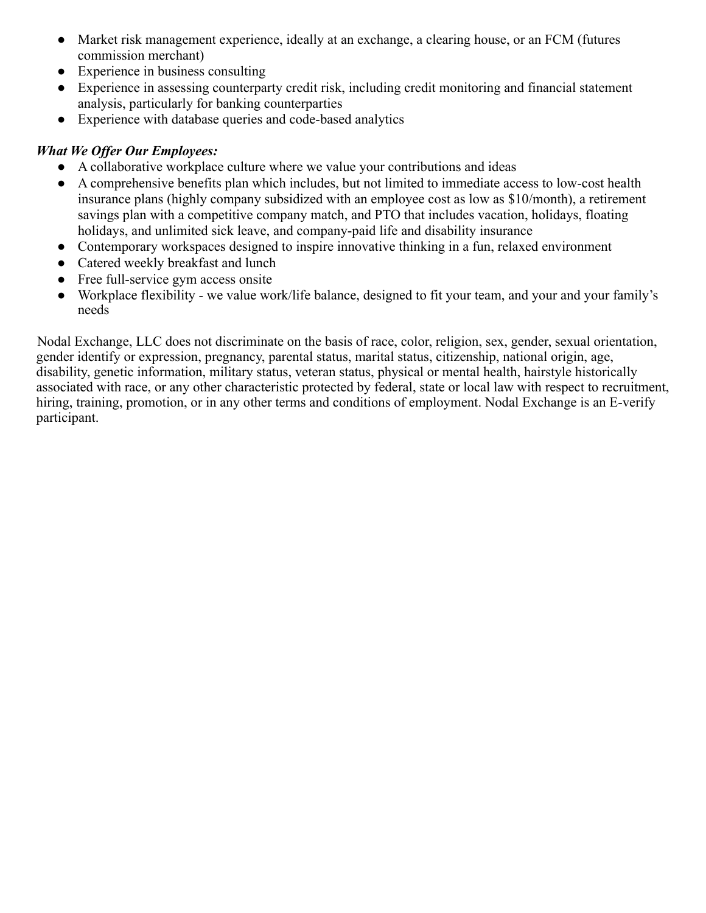- Market risk management experience, ideally at an exchange, a clearing house, or an FCM (futures commission merchant)
- Experience in business consulting
- Experience in assessing counterparty credit risk, including credit monitoring and financial statement analysis, particularly for banking counterparties
- Experience with database queries and code-based analytics

***What We Offer Our Employees:***

- A collaborative workplace culture where we value your contributions and ideas
- A comprehensive benefits plan which includes, but not limited to immediate access to low-cost health insurance plans (highly company subsidized with an employee cost as low as $10/month), a retirement savings plan with a competitive company match, and PTO that includes vacation, holidays, floating holidays, and unlimited sick leave, and company-paid life and disability insurance
- Contemporary workspaces designed to inspire innovative thinking in a fun, relaxed environment
- Catered weekly breakfast and lunch
- Free full-service gym access onsite
- Workplace flexibility - we value work/life balance, designed to fit your team, and your and your family's needs

Nodal Exchange, LLC does not discriminate on the basis of race, color, religion, sex, gender, sexual orientation, gender identify or expression, pregnancy, parental status, marital status, citizenship, national origin, age, disability, genetic information, military status, veteran status, physical or mental health, hairstyle historically associated with race, or any other characteristic protected by federal, state or local law with respect to recruitment, hiring, training, promotion, or in any other terms and conditions of employment. Nodal Exchange is an E-verify participant.